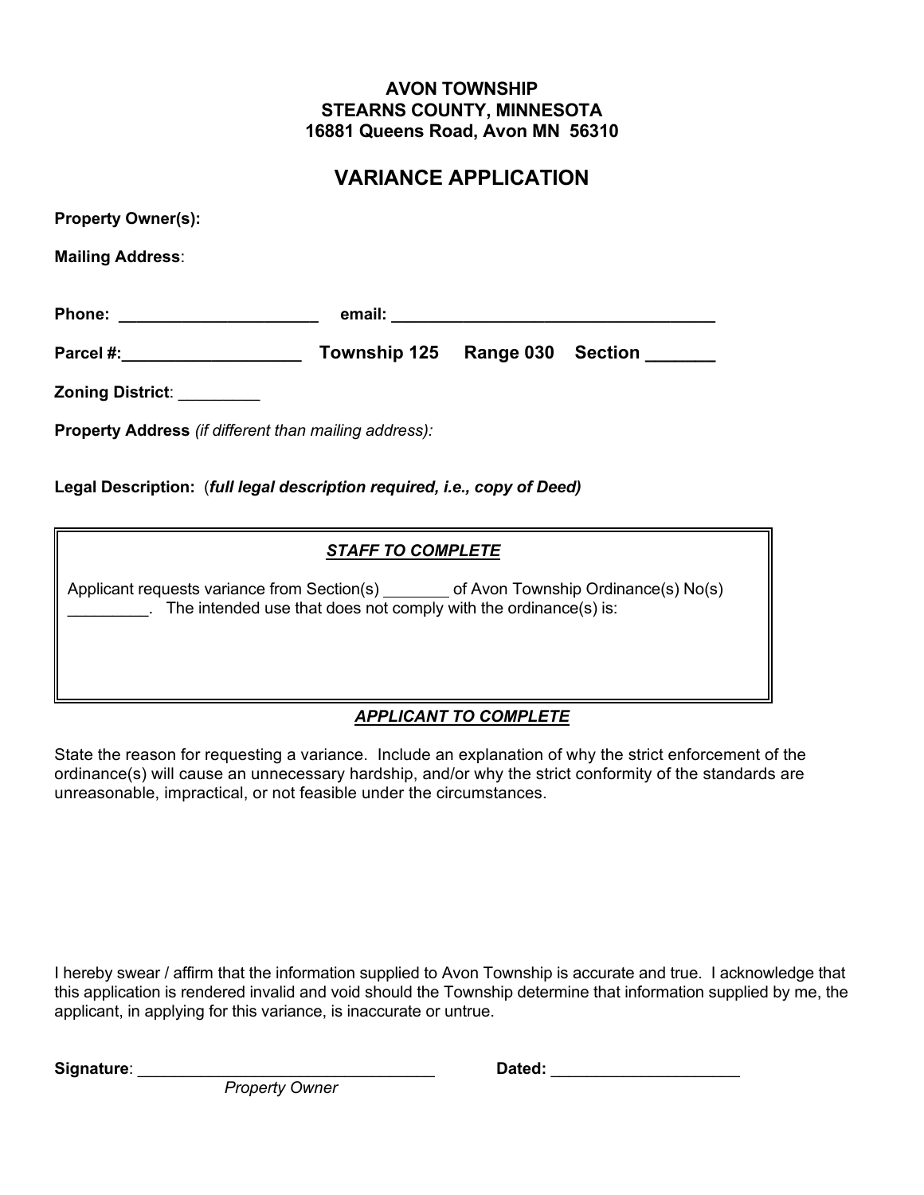**AVON TOWNSHIP**
**STEARNS COUNTY, MINNESOTA**
**16881 Queens Road, Avon MN 56310**

# VARIANCE APPLICATION

**Property Owner(s):**

**Mailing Address**:

**Phone:** ______________________ **email:** ____________________________________

**Parcel #:**____________________ **Township 125 Range 030 Section** _______

**Zoning District**: _________

**Property Address** *(if different than mailing address):*

**Legal Description:** (***full legal description required, i.e., copy of Deed)***

---

***STAFF TO COMPLETE***

Applicant requests variance from Section(s) _______ of Avon Township Ordinance(s) No(s) _________. The intended use that does not comply with the ordinance(s) is:

---

***APPLICANT TO COMPLETE***

State the reason for requesting a variance. Include an explanation of why the strict enforcement of the ordinance(s) will cause an unnecessary hardship, and/or why the strict conformity of the standards are unreasonable, impractical, or not feasible under the circumstances.

I hereby swear / affirm that the information supplied to Avon Township is accurate and true. I acknowledge that this application is rendered invalid and void should the Township determine that information supplied by me, the applicant, in applying for this variance, is inaccurate or untrue.

**Signature**: _________________________________ **Dated:** _____________________

*Property Owner*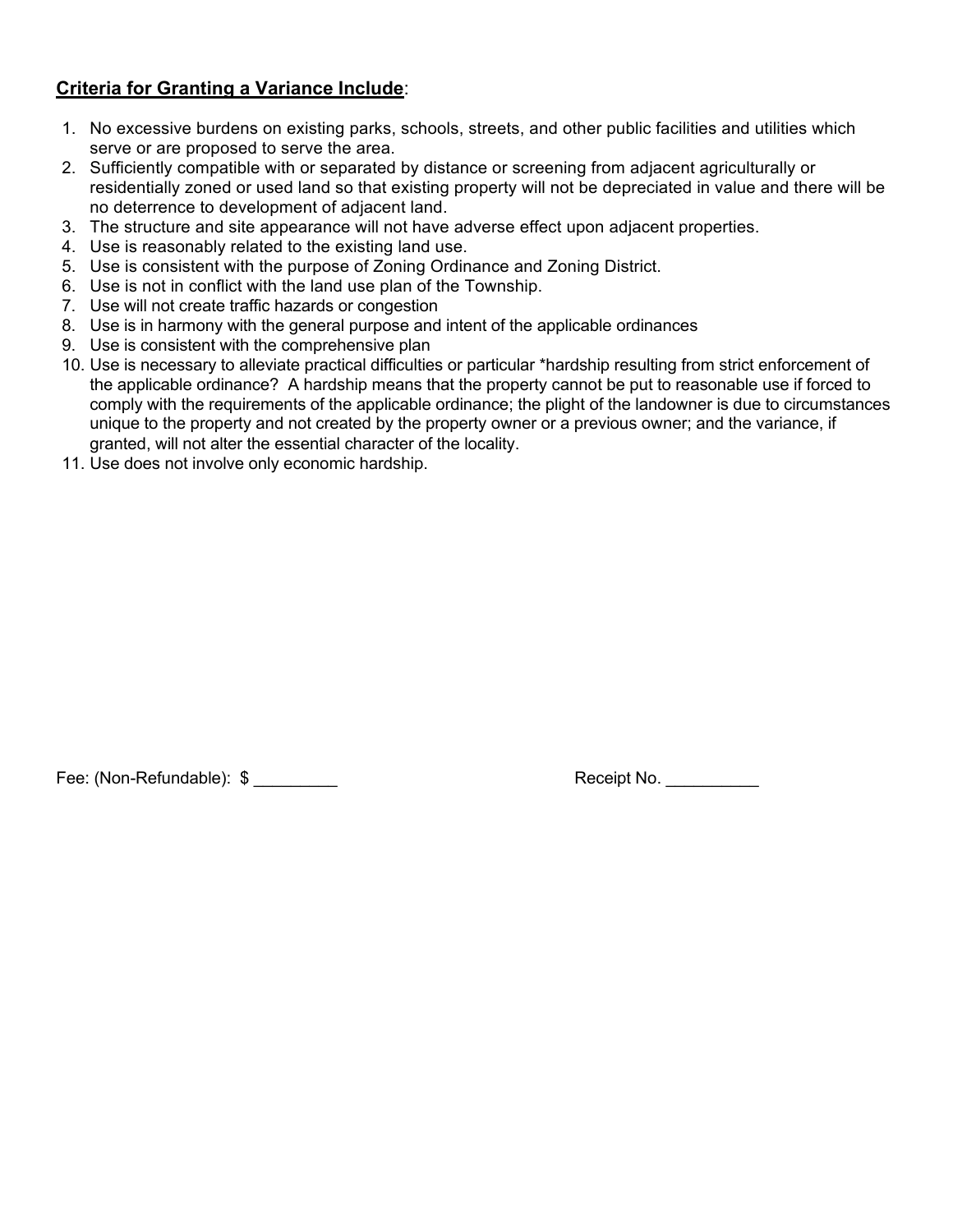**Criteria for Granting a Variance Include**:

1. No excessive burdens on existing parks, schools, streets, and other public facilities and utilities which serve or are proposed to serve the area.
2. Sufficiently compatible with or separated by distance or screening from adjacent agriculturally or residentially zoned or used land so that existing property will not be depreciated in value and there will be no deterrence to development of adjacent land.
3. The structure and site appearance will not have adverse effect upon adjacent properties.
4. Use is reasonably related to the existing land use.
5. Use is consistent with the purpose of Zoning Ordinance and Zoning District.
6. Use is not in conflict with the land use plan of the Township.
7. Use will not create traffic hazards or congestion
8. Use is in harmony with the general purpose and intent of the applicable ordinances
9. Use is consistent with the comprehensive plan
10. Use is necessary to alleviate practical difficulties or particular *hardship resulting from strict enforcement of the applicable ordinance? A hardship means that the property cannot be put to reasonable use if forced to comply with the requirements of the applicable ordinance; the plight of the landowner is due to circumstances unique to the property and not created by the property owner or a previous owner; and the variance, if granted, will not alter the essential character of the locality.
11. Use does not involve only economic hardship.

Fee: (Non-Refundable): $ _________

Receipt No. __________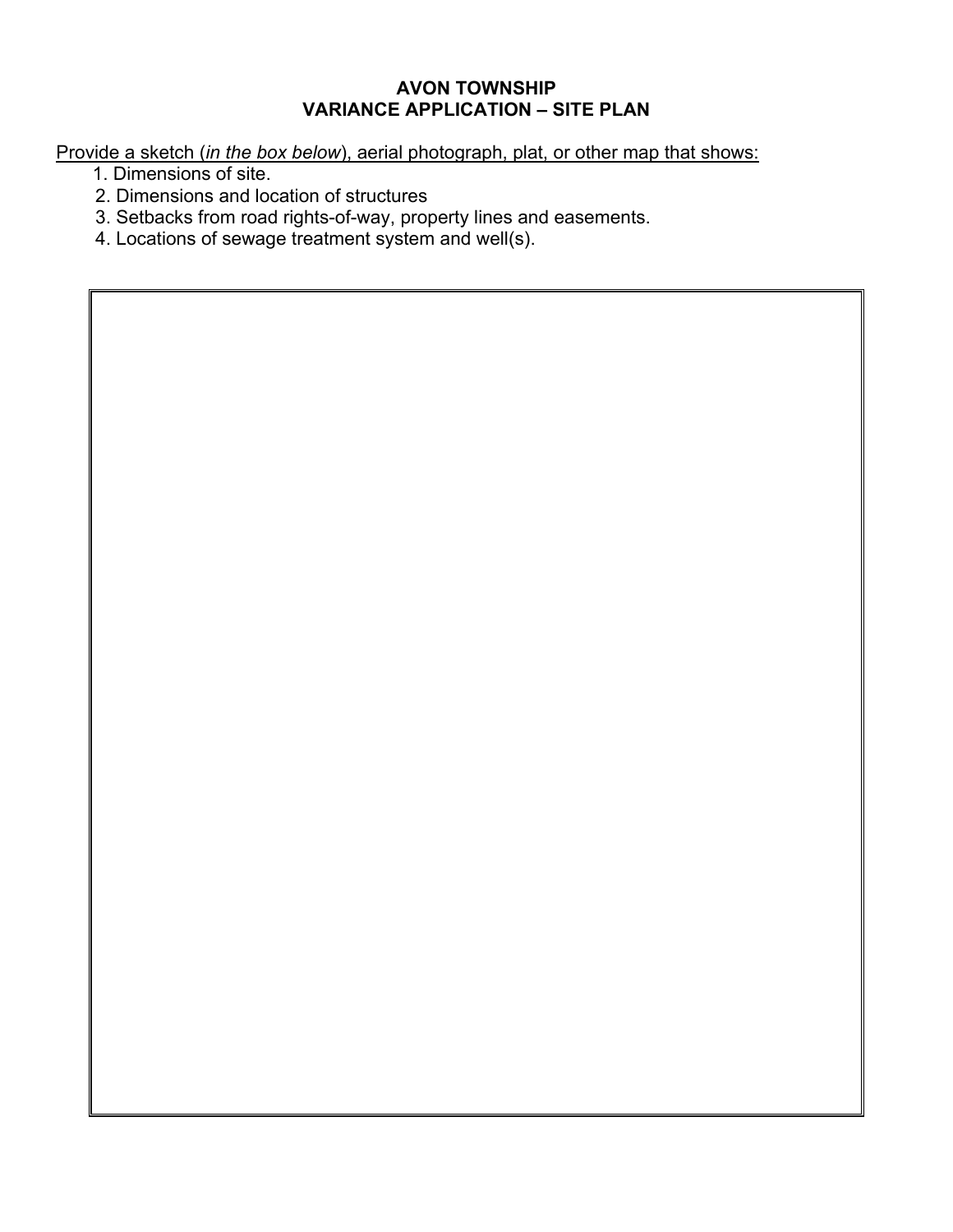**AVON TOWNSHIP**
**VARIANCE APPLICATION – SITE PLAN**

Provide a sketch (*in the box below*), aerial photograph, plat, or other map that shows:

1. Dimensions of site.
2. Dimensions and location of structures
3. Setbacks from road rights-of-way, property lines and easements.
4. Locations of sewage treatment system and well(s).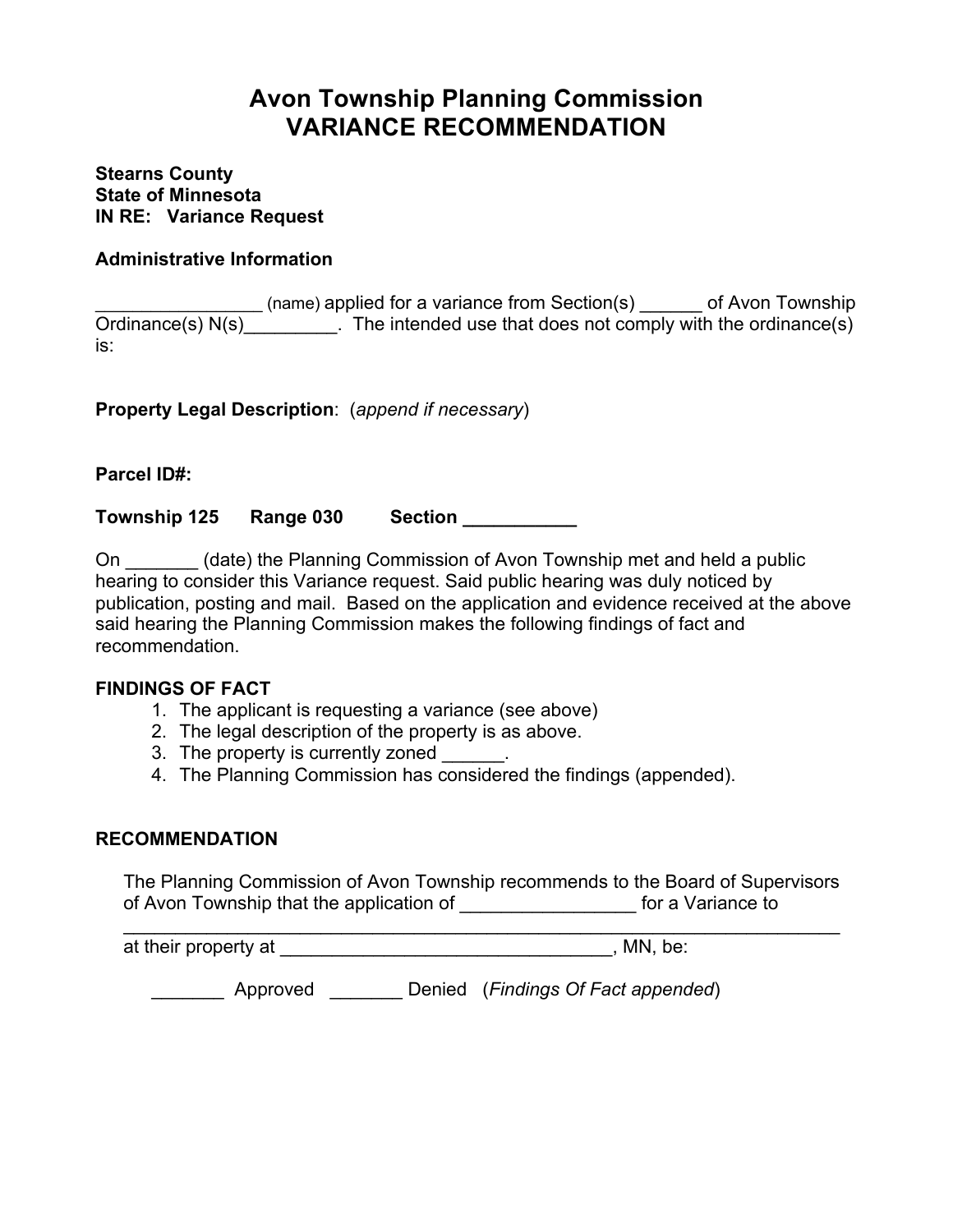# Avon Township Planning Commission
# VARIANCE RECOMMENDATION

**Stearns County**
**State of Minnesota**
**IN RE: Variance Request**

**Administrative Information**

________________ (name) applied for a variance from Section(s) ______ of Avon Township Ordinance(s) N(s)_________. The intended use that does not comply with the ordinance(s) is:

**Property Legal Description**: (*append if necessary*)

**Parcel ID#:**

**Township 125 Range 030 Section ___________**

On _______ (date) the Planning Commission of Avon Township met and held a public hearing to consider this Variance request. Said public hearing was duly noticed by publication, posting and mail. Based on the application and evidence received at the above said hearing the Planning Commission makes the following findings of fact and recommendation.

**FINDINGS OF FACT**

1. The applicant is requesting a variance (see above)
2. The legal description of the property is as above.
3. The property is currently zoned ______.
4. The Planning Commission has considered the findings (appended).

**RECOMMENDATION**

The Planning Commission of Avon Township recommends to the Board of Supervisors of Avon Township that the application of _________________ for a Variance to _____________________________________________________________________ at their property at ________________________________, MN, be:

_______ Approved _______ Denied (*Findings Of Fact appended*)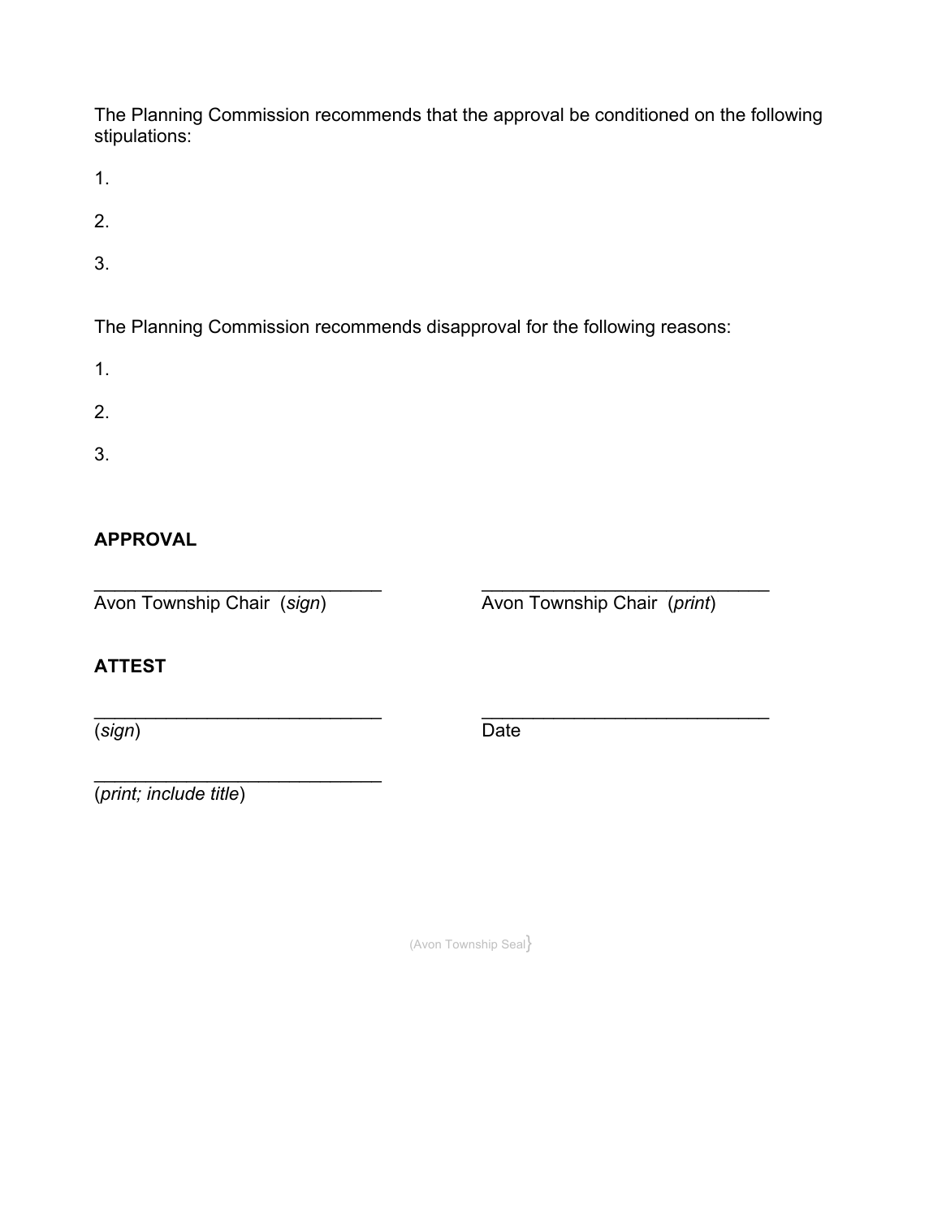The Planning Commission recommends that the approval be conditioned on the following stipulations:

1.

2.

3.

The Planning Commission recommends disapproval for the following reasons:

1.

2.

3.

**APPROVAL**

\_\_\_\_\_\_\_\_\_\_\_\_\_\_\_\_\_\_\_\_\_\_\_\_\_\_\_\_\_
Avon Township Chair (*sign*)

\_\_\_\_\_\_\_\_\_\_\_\_\_\_\_\_\_\_\_\_\_\_\_\_\_\_\_\_\_
Avon Township Chair (*print*)

**ATTEST**

\_\_\_\_\_\_\_\_\_\_\_\_\_\_\_\_\_\_\_\_\_\_\_\_\_\_\_\_\_
(*sign*)

\_\_\_\_\_\_\_\_\_\_\_\_\_\_\_\_\_\_\_\_\_\_\_\_\_\_\_\_\_
Date

\_\_\_\_\_\_\_\_\_\_\_\_\_\_\_\_\_\_\_\_\_\_\_\_\_\_\_\_\_
(*print; include title*)

(Avon Township Seal}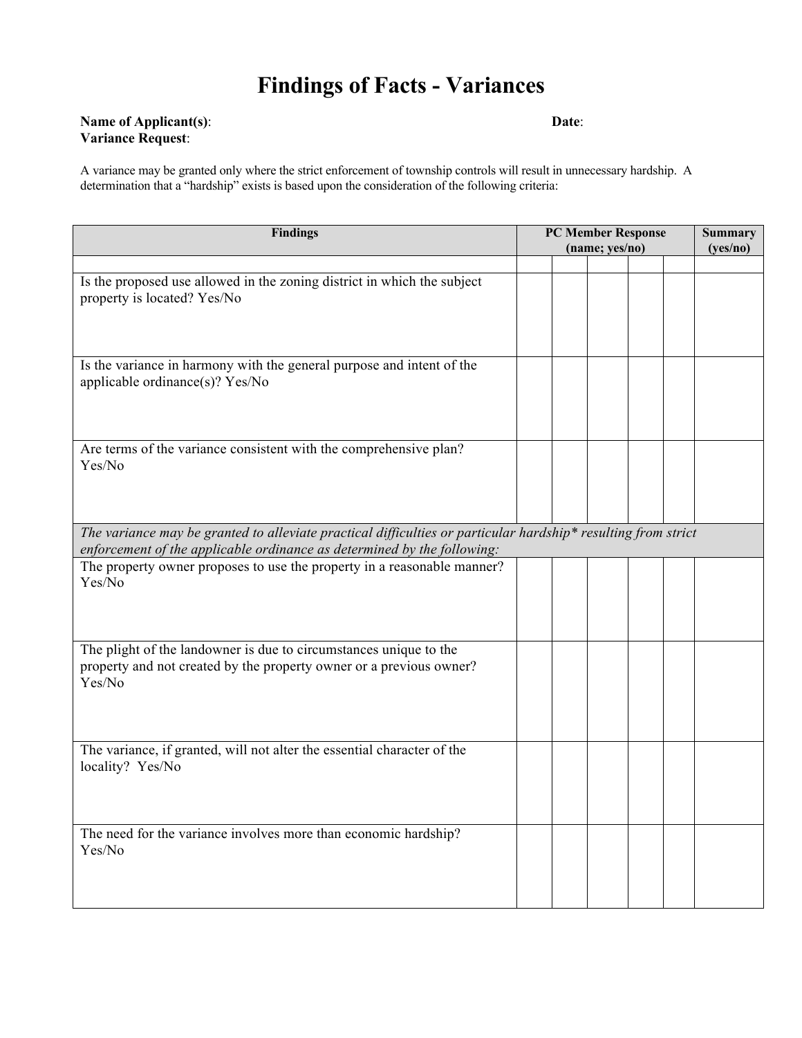# Findings of Facts - Variances

**Name of Applicant(s)**: **Date**:
**Variance Request**:

A variance may be granted only where the strict enforcement of township controls will result in unnecessary hardship. A determination that a "hardship" exists is based upon the consideration of the following criteria:

| Findings | PC Member Response (name; yes/no) | | | | | Summary (yes/no) |
|---|---|---|---|---|---|---|
| | | | | | | |
| Is the proposed use allowed in the zoning district in which the subject property is located? Yes/No | | | | | | |
| Is the variance in harmony with the general purpose and intent of the applicable ordinance(s)? Yes/No | | | | | | |
| Are terms of the variance consistent with the comprehensive plan? Yes/No | | | | | | |
| *The variance may be granted to alleviate practical difficulties or particular hardship* resulting from strict enforcement of the applicable ordinance as determined by the following:* | | | | | | |
| The property owner proposes to use the property in a reasonable manner? Yes/No | | | | | | |
| The plight of the landowner is due to circumstances unique to the property and not created by the property owner or a previous owner? Yes/No | | | | | | |
| The variance, if granted, will not alter the essential character of the locality? Yes/No | | | | | | |
| The need for the variance involves more than economic hardship? Yes/No | | | | | | |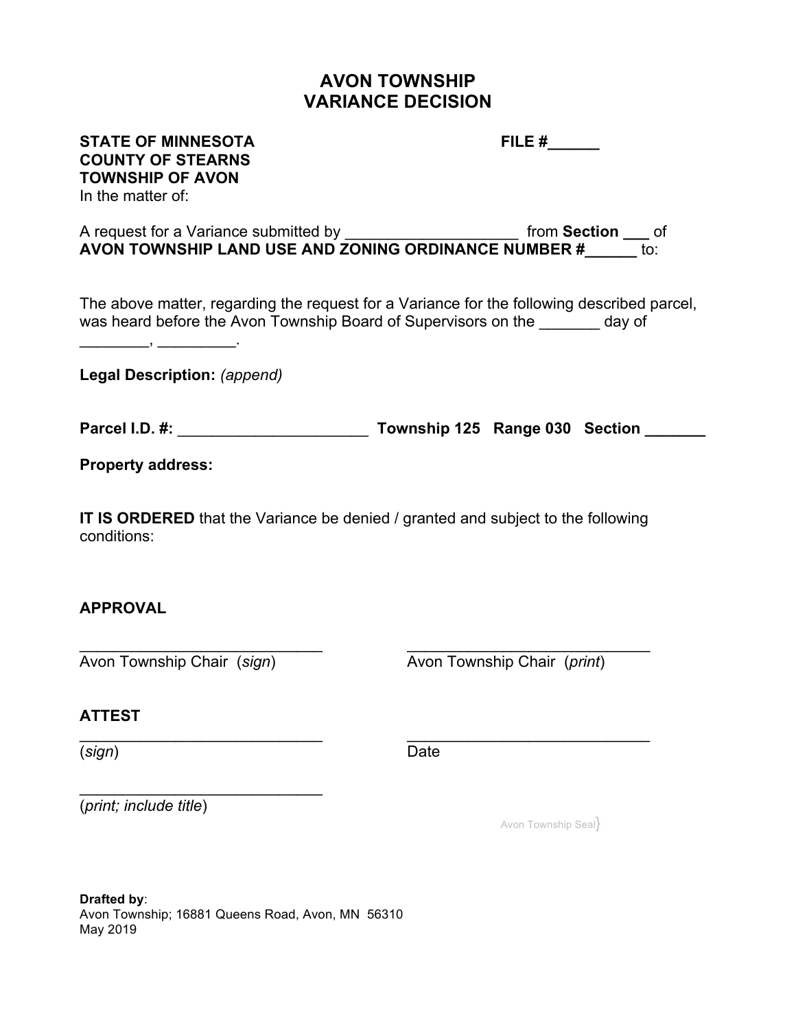# AVON TOWNSHIP
# VARIANCE DECISION

**STATE OF MINNESOTA** **FILE #______**
**COUNTY OF STEARNS**
**TOWNSHIP OF AVON**
In the matter of:

A request for a Variance submitted by ____________________ from **Section ___** of **AVON TOWNSHIP LAND USE AND ZONING ORDINANCE NUMBER #______** to:

The above matter, regarding the request for a Variance for the following described parcel, was heard before the Avon Township Board of Supervisors on the _______ day of ________, _________.

**Legal Description:** *(append)*

**Parcel I.D. #:** ______________________ **Township 125 Range 030 Section _______**

**Property address:**

**IT IS ORDERED** that the Variance be denied / granted and subject to the following conditions:

**APPROVAL**

____________________________ ____________________________
Avon Township Chair (*sign*) Avon Township Chair (*print*)

**ATTEST**

____________________________ ____________________________
(*sign*) Date

____________________________
(*print; include title*)

Avon Township Seal}

**Drafted by**:
Avon Township; 16881 Queens Road, Avon, MN 56310
May 2019